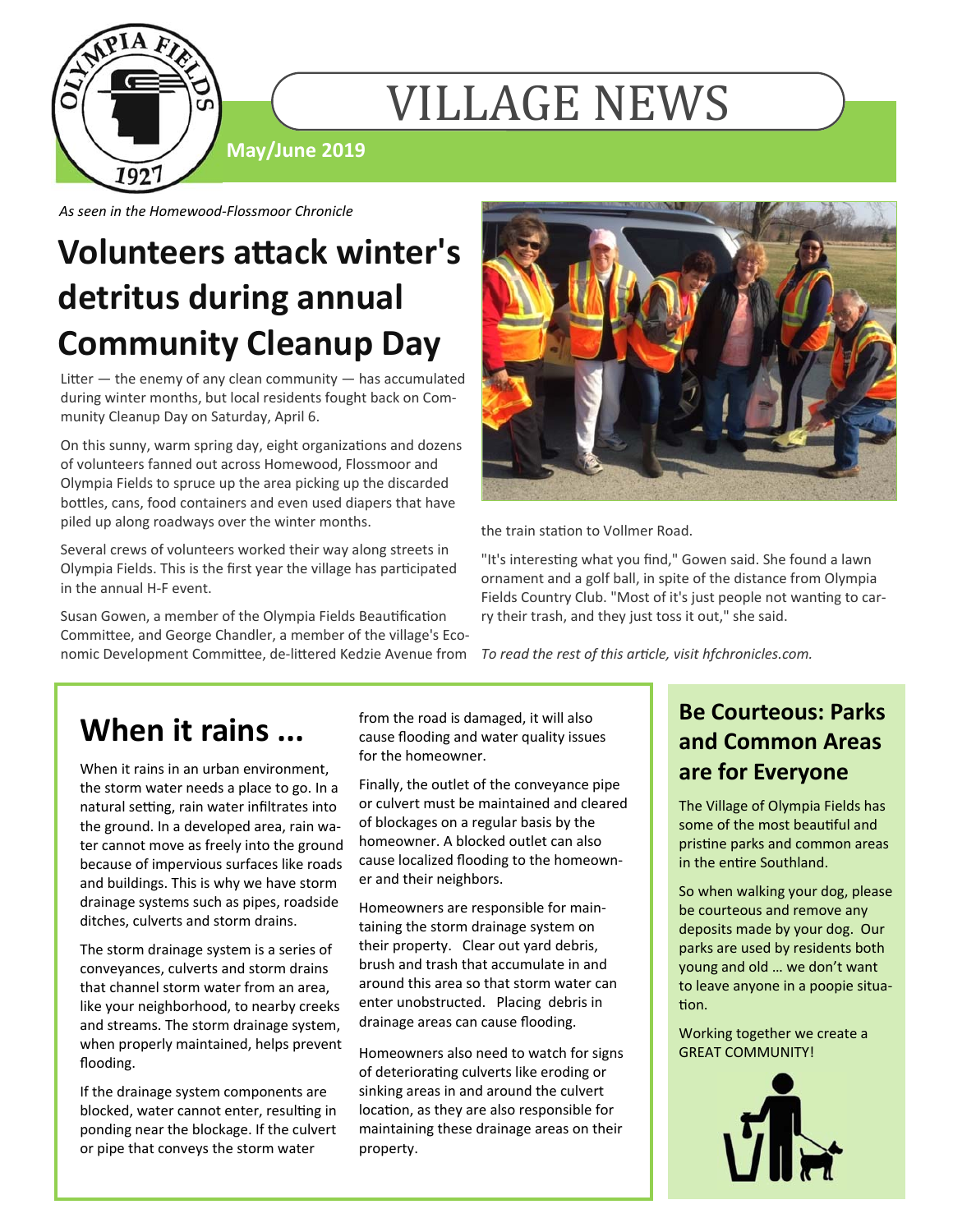# VILLAGE NEWS

**May/June 2019**

*As seen in the Homewood-Flossmoor Chronicle*

## Volunteers attack winter's detritus during annual Community Cleanup Day

Litter — the enemy of any clean community — has accumulated during winter months, but local residents fought back on Community Cleanup Day on Saturday, April 6.

On this sunny, warm spring day, eight organizations and dozens of volunteers fanned out across Homewood, Flossmoor and Olympia Fields to spruce up the area picking up the discarded bottles, cans, food containers and even used diapers that have piled up along roadways over the winter months.

Several crews of volunteers worked their way along streets in Olympia Fields. This is the first year the village has participated in the annual H-F event.

Susan Gowen, a member of the Olympia Fields Beautification Committee, and George Chandler, a member of the village's Economic Development Committee, de-littered Kedzie Avenue from the train station to Vollmer Road.

"It's interesting what you find," Gowen said. She found a lawn ornament and a golf ball, in spite of the distance from Olympia Fields Country Club. "Most of it's just people not wanting to carry their trash, and they just toss it out," she said.

*To read the rest of this article, visit hfchronicles.com.*

## When it rains ...

When it rains in an urban environment, the storm water needs a place to go. In a natural setting, rain water infiltrates into the ground. In a developed area, rain water cannot move as freely into the ground because of impervious surfaces like roads and buildings. This is why we have storm drainage systems such as pipes, roadside ditches, culverts and storm drains.

The storm drainage system is a series of conveyances, culverts and storm drains that channel storm water from an area, like your neighborhood, to nearby creeks and streams. The storm drainage system, when properly maintained, helps prevent flooding.

If the drainage system components are blocked, water cannot enter, resulting in ponding near the blockage. If the culvert or pipe that conveys the storm water from the road is damaged, it will also cause flooding and water quality issues for the homeowner.

Finally, the outlet of the conveyance pipe or culvert must be maintained and cleared of blockages on a regular basis by the homeowner. A blocked outlet can also cause localized flooding to the homeowner and their neighbors.

Homeowners are responsible for maintaining the storm drainage system on their property. Clear out yard debris, brush and trash that accumulate in and around this area so that storm water can enter unobstructed. Placing debris in drainage areas can cause flooding.

Homeowners also need to watch for signs of deteriorating culverts like eroding or sinking areas in and around the culvert location, as they are also responsible for maintaining these drainage areas on their property.

## Be Courteous: Parks and Common Areas are for Everyone

The Village of Olympia Fields has some of the most beautiful and pristine parks and common areas in the entire Southland.

So when walking your dog, please be courteous and remove any deposits made by your dog. Our parks are used by residents both young and old … we don't want to leave anyone in a poopie situation.

Working together we create a GREAT COMMUNITY!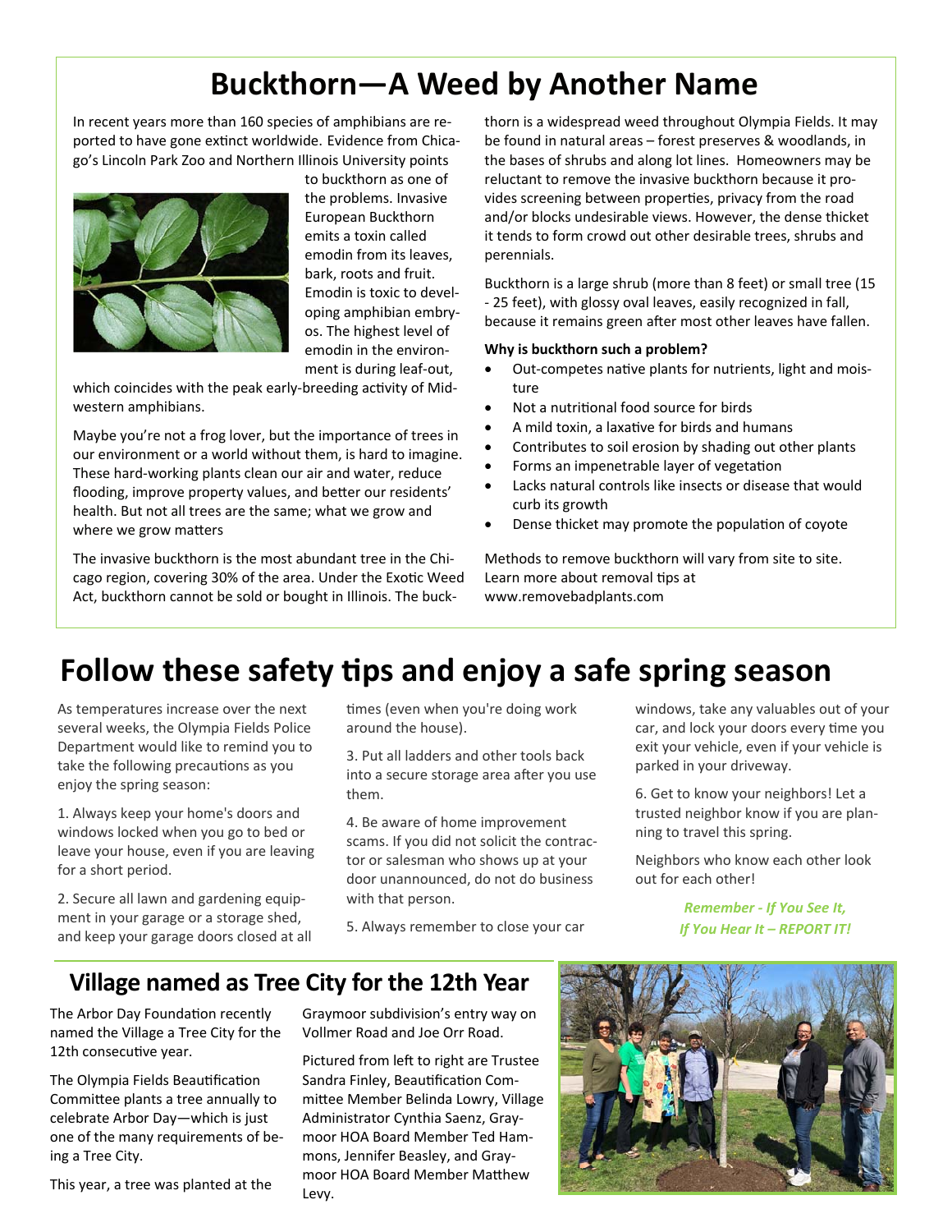# Buckthorn—A Weed by Another Name

In recent years more than 160 species of amphibians are reported to have gone extinct worldwide. Evidence from Chicago's Lincoln Park Zoo and Northern Illinois University points to buckthorn as one of the problems. Invasive European Buckthorn emits a toxin called emodin from its leaves, bark, roots and fruit. Emodin is toxic to developing amphibian embryos. The highest level of emodin in the environment is during leaf-out, which coincides with the peak early-breeding activity of Midwestern amphibians.

Maybe you're not a frog lover, but the importance of trees in our environment or a world without them, is hard to imagine. These hard-working plants clean our air and water, reduce flooding, improve property values, and better our residents' health. But not all trees are the same; what we grow and where we grow matters

The invasive buckthorn is the most abundant tree in the Chicago region, covering 30% of the area. Under the Exotic Weed Act, buckthorn cannot be sold or bought in Illinois. The buckthorn is a widespread weed throughout Olympia Fields. It may be found in natural areas – forest preserves & woodlands, in the bases of shrubs and along lot lines. Homeowners may be reluctant to remove the invasive buckthorn because it provides screening between properties, privacy from the road and/or blocks undesirable views. However, the dense thicket it tends to form crowd out other desirable trees, shrubs and perennials.

Buckthorn is a large shrub (more than 8 feet) or small tree (15 - 25 feet), with glossy oval leaves, easily recognized in fall, because it remains green after most other leaves have fallen.

**Why is buckthorn such a problem?**

- Out-competes native plants for nutrients, light and moisture
- Not a nutritional food source for birds
- A mild toxin, a laxative for birds and humans
- Contributes to soil erosion by shading out other plants
- Forms an impenetrable layer of vegetation
- Lacks natural controls like insects or disease that would curb its growth
- Dense thicket may promote the population of coyote

Methods to remove buckthorn will vary from site to site. Learn more about removal tips at www.removebadplants.com

# Follow these safety tips and enjoy a safe spring season

As temperatures increase over the next several weeks, the Olympia Fields Police Department would like to remind you to take the following precautions as you enjoy the spring season:

1. Always keep your home's doors and windows locked when you go to bed or leave your house, even if you are leaving for a short period.

2. Secure all lawn and gardening equipment in your garage or a storage shed, and keep your garage doors closed at all times (even when you're doing work around the house).

3. Put all ladders and other tools back into a secure storage area after you use them.

4. Be aware of home improvement scams. If you did not solicit the contractor or salesman who shows up at your door unannounced, do not do business with that person.

5. Always remember to close your car windows, take any valuables out of your car, and lock your doors every time you exit your vehicle, even if your vehicle is parked in your driveway.

6. Get to know your neighbors! Let a trusted neighbor know if you are planning to travel this spring.

Neighbors who know each other look out for each other!

***Remember - If You See It,***
***If You Hear It – REPORT IT!***

## Village named as Tree City for the 12th Year

The Arbor Day Foundation recently named the Village a Tree City for the 12th consecutive year.

The Olympia Fields Beautification Committee plants a tree annually to celebrate Arbor Day—which is just one of the many requirements of being a Tree City.

This year, a tree was planted at the Graymoor subdivision's entry way on Vollmer Road and Joe Orr Road.

Pictured from left to right are Trustee Sandra Finley, Beautification Committee Member Belinda Lowry, Village Administrator Cynthia Saenz, Graymoor HOA Board Member Ted Hammons, Jennifer Beasley, and Graymoor HOA Board Member Matthew Levy.